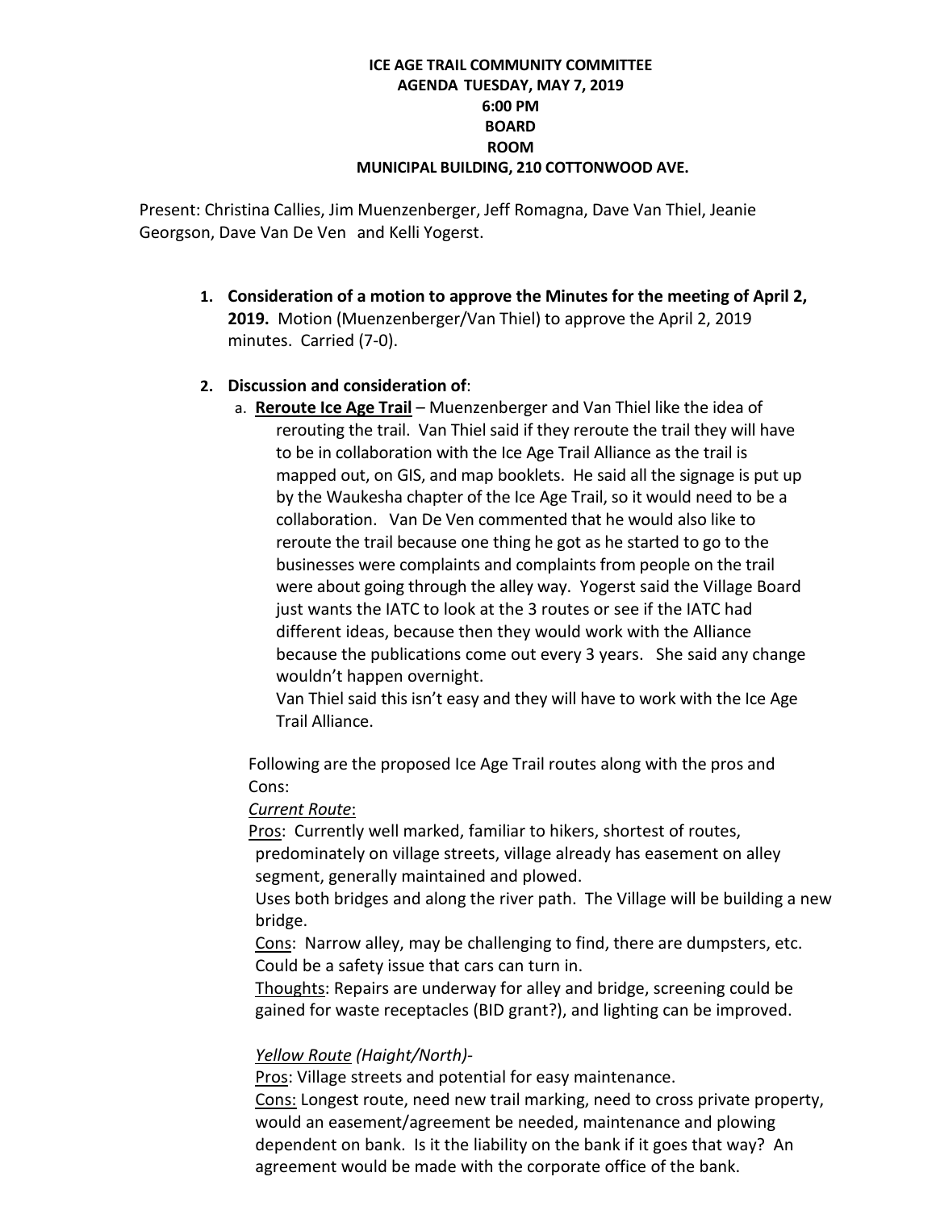**ICE AGE TRAIL COMMUNITY COMMITTEE**
**AGENDA TUESDAY, MAY 7, 2019**
**6:00 PM**
**BOARD**
**ROOM**
**MUNICIPAL BUILDING, 210 COTTONWOOD AVE.**

Present: Christina Callies, Jim Muenzenberger, Jeff Romagna, Dave Van Thiel, Jeanie Georgson, Dave Van De Ven and Kelli Yogerst.

1. **Consideration of a motion to approve the Minutes for the meeting of April 2, 2019.** Motion (Muenzenberger/Van Thiel) to approve the April 2, 2019 minutes. Carried (7-0).

2. **Discussion and consideration of**:
   a. **<u>Reroute Ice Age Trail</u>** – Muenzenberger and Van Thiel like the idea of rerouting the trail. Van Thiel said if they reroute the trail they will have to be in collaboration with the Ice Age Trail Alliance as the trail is mapped out, on GIS, and map booklets. He said all the signage is put up by the Waukesha chapter of the Ice Age Trail, so it would need to be a collaboration. Van De Ven commented that he would also like to reroute the trail because one thing he got as he started to go to the businesses were complaints and complaints from people on the trail were about going through the alley way. Yogerst said the Village Board just wants the IATC to look at the 3 routes or see if the IATC had different ideas, because then they would work with the Alliance because the publications come out every 3 years. She said any change wouldn't happen overnight.
   Van Thiel said this isn't easy and they will have to work with the Ice Age Trail Alliance.

   Following are the proposed Ice Age Trail routes along with the pros and Cons:

   *<u>Current Route</u>*:

   <u>Pros</u>: Currently well marked, familiar to hikers, shortest of routes, predominately on village streets, village already has easement on alley segment, generally maintained and plowed.
   Uses both bridges and along the river path. The Village will be building a new bridge.

   <u>Cons</u>: Narrow alley, may be challenging to find, there are dumpsters, etc. Could be a safety issue that cars can turn in.

   <u>Thoughts</u>: Repairs are underway for alley and bridge, screening could be gained for waste receptacles (BID grant?), and lighting can be improved.

   *<u>Yellow Route</u> (Haight/North)-*

   <u>Pros</u>: Village streets and potential for easy maintenance.

   <u>Cons:</u> Longest route, need new trail marking, need to cross private property, would an easement/agreement be needed, maintenance and plowing dependent on bank. Is it the liability on the bank if it goes that way? An agreement would be made with the corporate office of the bank.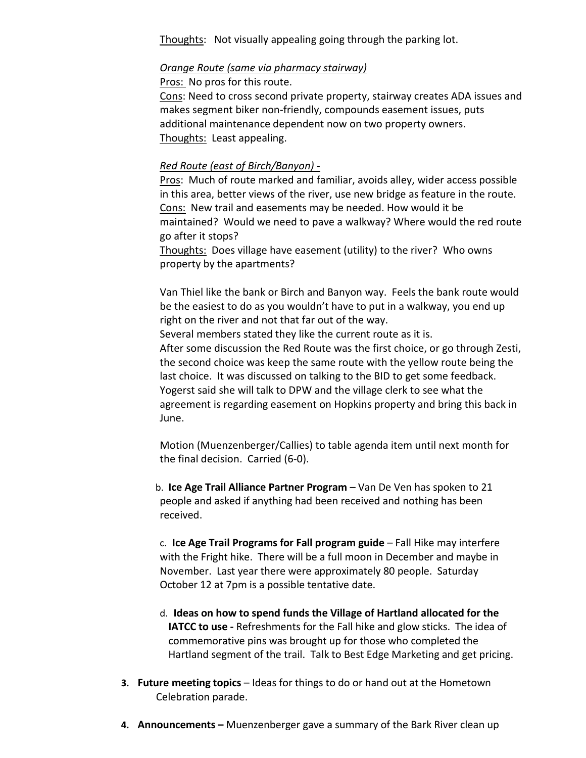Thoughts: Not visually appealing going through the parking lot.

*Orange Route (same via pharmacy stairway)*

Pros: No pros for this route.

Cons: Need to cross second private property, stairway creates ADA issues and makes segment biker non-friendly, compounds easement issues, puts additional maintenance dependent now on two property owners.

Thoughts: Least appealing.

*Red Route (east of Birch/Banyon) -*

Pros: Much of route marked and familiar, avoids alley, wider access possible in this area, better views of the river, use new bridge as feature in the route.

Cons: New trail and easements may be needed. How would it be maintained? Would we need to pave a walkway? Where would the red route go after it stops?

Thoughts: Does village have easement (utility) to the river? Who owns property by the apartments?

Van Thiel like the bank or Birch and Banyon way. Feels the bank route would be the easiest to do as you wouldn't have to put in a walkway, you end up right on the river and not that far out of the way.

Several members stated they like the current route as it is.

After some discussion the Red Route was the first choice, or go through Zesti, the second choice was keep the same route with the yellow route being the last choice. It was discussed on talking to the BID to get some feedback. Yogerst said she will talk to DPW and the village clerk to see what the agreement is regarding easement on Hopkins property and bring this back in June.

Motion (Muenzenberger/Callies) to table agenda item until next month for the final decision. Carried (6-0).

b. **Ice Age Trail Alliance Partner Program** – Van De Ven has spoken to 21 people and asked if anything had been received and nothing has been received.

c. **Ice Age Trail Programs for Fall program guide** – Fall Hike may interfere with the Fright hike. There will be a full moon in December and maybe in November. Last year there were approximately 80 people. Saturday October 12 at 7pm is a possible tentative date.

d. **Ideas on how to spend funds the Village of Hartland allocated for the IATCC to use -** Refreshments for the Fall hike and glow sticks. The idea of commemorative pins was brought up for those who completed the Hartland segment of the trail. Talk to Best Edge Marketing and get pricing.

3. **Future meeting topics** – Ideas for things to do or hand out at the Hometown Celebration parade.

4. **Announcements –** Muenzenberger gave a summary of the Bark River clean up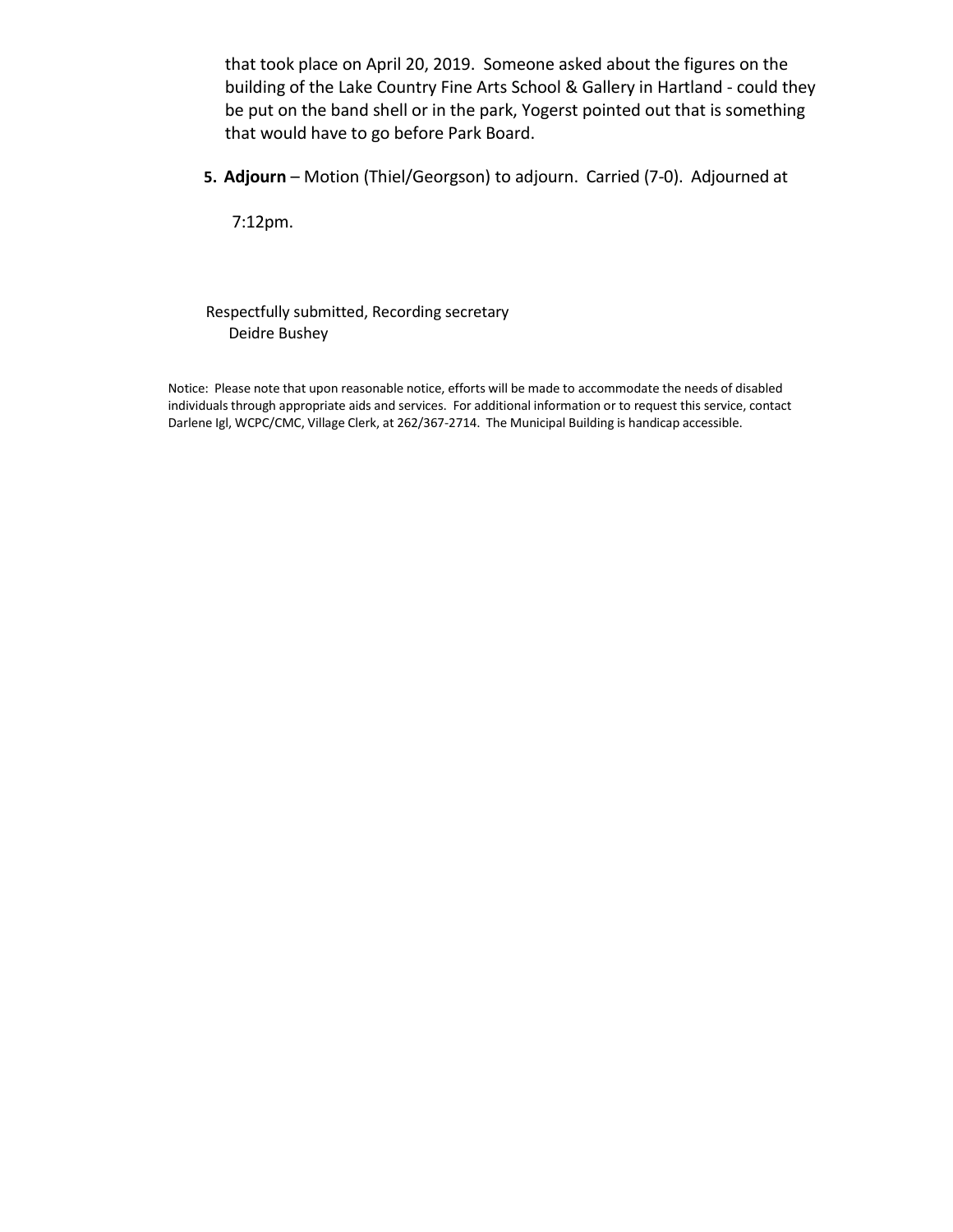that took place on April 20, 2019. Someone asked about the figures on the building of the Lake Country Fine Arts School & Gallery in Hartland - could they be put on the band shell or in the park, Yogerst pointed out that is something that would have to go before Park Board.

5. **Adjourn** – Motion (Thiel/Georgson) to adjourn. Carried (7-0). Adjourned at 7:12pm.

Respectfully submitted, Recording secretary
Deidre Bushey

Notice: Please note that upon reasonable notice, efforts will be made to accommodate the needs of disabled individuals through appropriate aids and services. For additional information or to request this service, contact Darlene Igl, WCPC/CMC, Village Clerk, at 262/367-2714. The Municipal Building is handicap accessible.